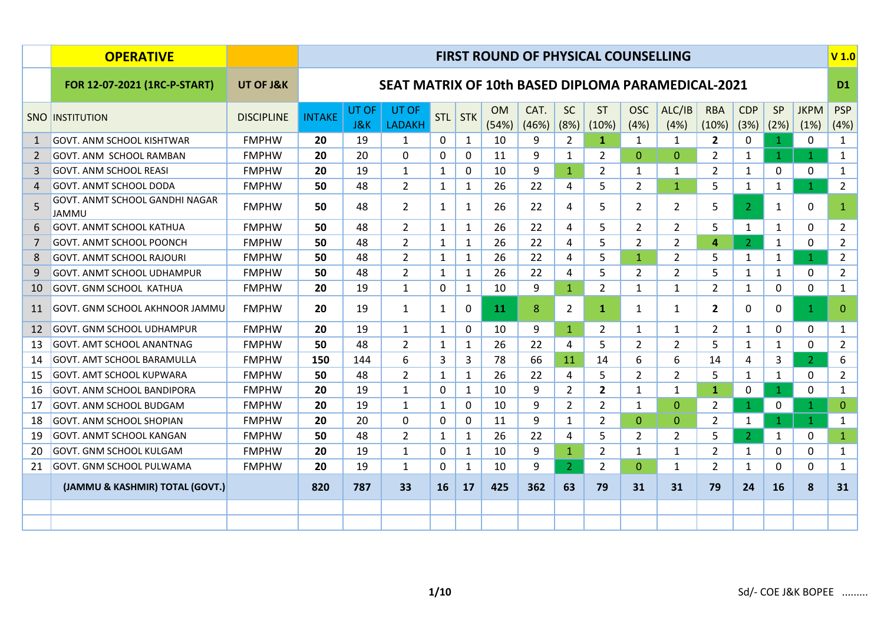| | OPERATIVE | | FIRST ROUND OF PHYSICAL COUNSELLING | | | | | | | | | | | | | | | | V 1.0 |
|---|---|---|---|---|---|---|---|---|---|---|---|---|---|---|---|---|---|---|---|
| | FOR 12-07-2021 (1RC-P-START) | UT OF J&K | SEAT MATRIX OF 10th BASED DIPLOMA PARAMEDICAL-2021 | | | | | | | | | | | | | | | | D1 |
| SNO | INSTITUTION | DISCIPLINE | INTAKE | UT OF J&K | UT OF LADAKH | STL | STK | OM (54%) | CAT. (46%) | SC (8%) | ST (10%) | OSC (4%) | ALC/IB (4%) | RBA (10%) | CDP (3%) | SP (2%) | JKPM (1%) | PSP (4%) | |
| 1 | GOVT. ANM SCHOOL KISHTWAR | FMPHW | **20** | 19 | 1 | 0 | 1 | 10 | 9 | 2 | **1** | 1 | 1 | **2** | 0 | 1 | 0 | 1 | |
| 2 | GOVT. ANM SCHOOL RAMBAN | FMPHW | **20** | 20 | 0 | 0 | 0 | 11 | 9 | 1 | 2 | 0 | 0 | 2 | 1 | 1 | 1 | 1 | |
| 3 | GOVT. ANM SCHOOL REASI | FMPHW | **20** | 19 | 1 | 1 | 0 | 10 | 9 | 1 | 2 | 1 | 1 | 2 | 1 | 0 | 0 | 1 | |
| 4 | GOVT. ANMT SCHOOL DODA | FMPHW | **50** | 48 | 2 | 1 | 1 | 26 | 22 | 4 | 5 | 2 | 1 | 5 | 1 | 1 | 1 | 2 | |
| 5 | GOVT. ANMT SCHOOL GANDHI NAGAR JAMMU | FMPHW | **50** | 48 | 2 | 1 | 1 | 26 | 22 | 4 | 5 | 2 | 2 | 5 | 2 | 1 | 0 | 1 | |
| 6 | GOVT. ANMT SCHOOL KATHUA | FMPHW | **50** | 48 | 2 | 1 | 1 | 26 | 22 | 4 | 5 | 2 | 2 | 5 | 1 | 1 | 0 | 2 | |
| 7 | GOVT. ANMT SCHOOL POONCH | FMPHW | **50** | 48 | 2 | 1 | 1 | 26 | 22 | 4 | 5 | 2 | 2 | **4** | 2 | 1 | 0 | 2 | |
| 8 | GOVT. ANMT SCHOOL RAJOURI | FMPHW | **50** | 48 | 2 | 1 | 1 | 26 | 22 | 4 | 5 | 1 | 2 | 5 | 1 | 1 | 1 | 2 | |
| 9 | GOVT. ANMT SCHOOL UDHAMPUR | FMPHW | **50** | 48 | 2 | 1 | 1 | 26 | 22 | 4 | 5 | 2 | 2 | 5 | 1 | 1 | 0 | 2 | |
| 10 | GOVT. GNM SCHOOL KATHUA | FMPHW | **20** | 19 | 1 | 0 | 1 | 10 | 9 | 1 | 2 | 1 | 1 | 2 | 1 | 0 | 0 | 1 | |
| 11 | GOVT. GNM SCHOOL AKHNOOR JAMMU | FMPHW | **20** | 19 | 1 | 1 | 0 | **11** | 8 | 2 | **1** | 1 | 1 | **2** | 0 | 0 | 1 | 0 | |
| 12 | GOVT. GNM SCHOOL UDHAMPUR | FMPHW | **20** | 19 | 1 | 1 | 0 | 10 | 9 | 1 | 2 | 1 | 1 | 2 | 1 | 0 | 0 | 1 | |
| 13 | GOVT. AMT SCHOOL ANANTNAG | FMPHW | **50** | 48 | 2 | 1 | 1 | 26 | 22 | 4 | 5 | 2 | 2 | 5 | 1 | 1 | 0 | 2 | |
| 14 | GOVT. AMT SCHOOL BARAMULLA | FMPHW | **150** | 144 | 6 | 3 | 3 | 78 | 66 | 11 | 14 | 6 | 6 | 14 | 4 | 3 | 2 | 6 | |
| 15 | GOVT. AMT SCHOOL KUPWARA | FMPHW | **50** | 48 | 2 | 1 | 1 | 26 | 22 | 4 | 5 | 2 | 2 | 5 | 1 | 1 | 0 | 2 | |
| 16 | GOVT. ANM SCHOOL BANDIPORA | FMPHW | **20** | 19 | 1 | 0 | 1 | 10 | 9 | 2 | **2** | 1 | 1 | 1 | 0 | 1 | 0 | 1 | |
| 17 | GOVT. ANM SCHOOL BUDGAM | FMPHW | **20** | 19 | 1 | 1 | 0 | 10 | 9 | 2 | 2 | 1 | 0 | 2 | 1 | 0 | 1 | 0 | |
| 18 | GOVT. ANM SCHOOL SHOPIAN | FMPHW | **20** | 20 | 0 | 0 | 0 | 11 | 9 | 1 | 2 | 0 | 0 | 2 | 1 | 1 | 1 | 1 | |
| 19 | GOVT. ANMT SCHOOL KANGAN | FMPHW | **50** | 48 | 2 | 1 | 1 | 26 | 22 | 4 | 5 | 2 | 2 | 5 | 2 | 1 | 0 | 1 | |
| 20 | GOVT. GNM SCHOOL KULGAM | FMPHW | **20** | 19 | 1 | 0 | 1 | 10 | 9 | 1 | 2 | 1 | 1 | 2 | 1 | 0 | 0 | 1 | |
| 21 | GOVT. GNM SCHOOL PULWAMA | FMPHW | **20** | 19 | 1 | 0 | 1 | 10 | 9 | 2 | 2 | 0 | 1 | 2 | 1 | 0 | 0 | 1 | |
| | **(JAMMU & KASHMIR) TOTAL (GOVT.)** | | **820** | **787** | **33** | **16** | **17** | **425** | **362** | **63** | **79** | **31** | **31** | **79** | **24** | **16** | **8** | **31** | |

Sd/- COE J&K BOPEE .........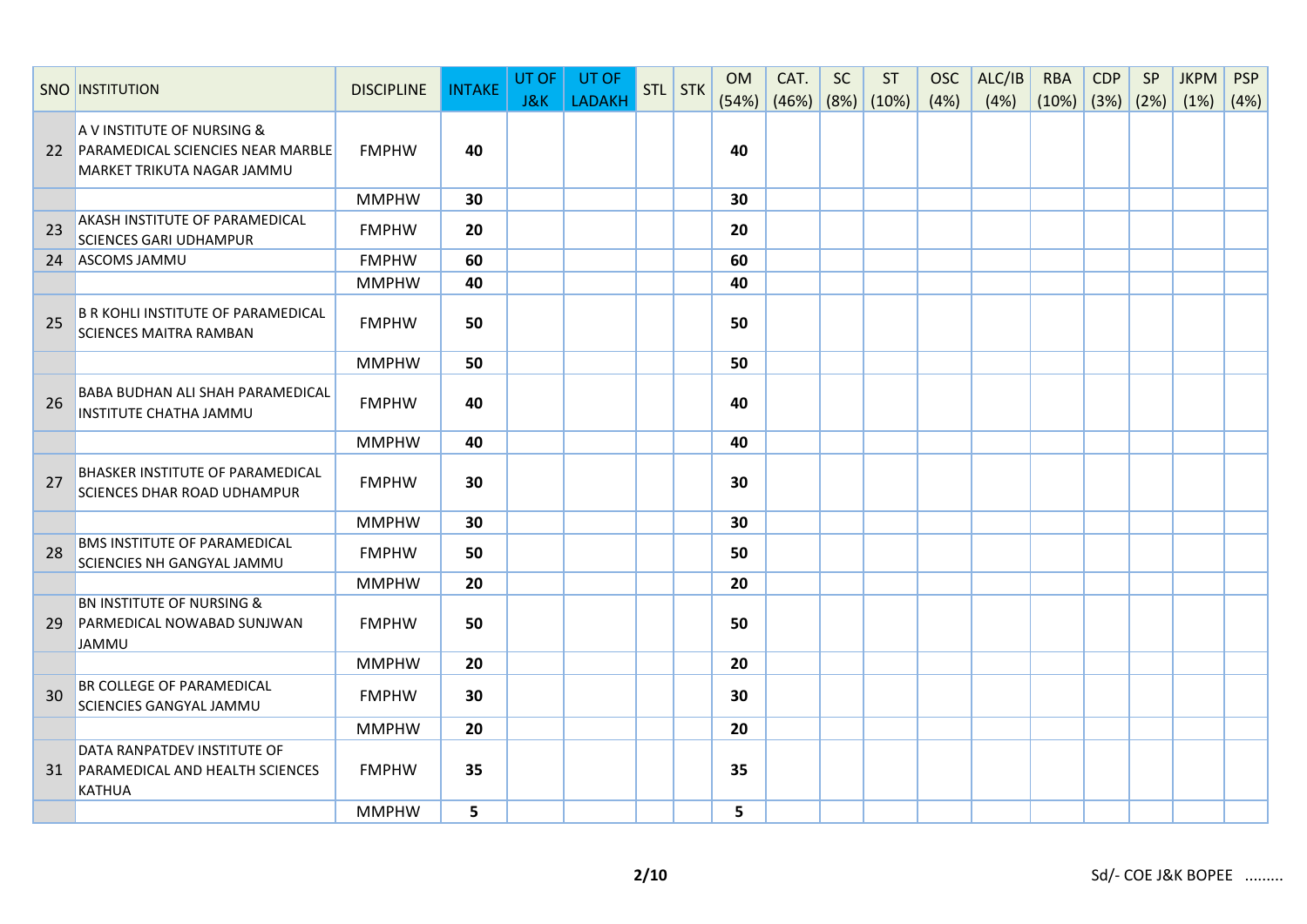| SNO | INSTITUTION | DISCIPLINE | INTAKE | UT OF J&K | UT OF LADAKH | STL | STK | OM (54%) | CAT. (46%) | SC (8%) | ST (10%) | OSC (4%) | ALC/IB (4%) | RBA (10%) | CDP (3%) | SP (2%) | JKPM (1%) | PSP (4%) |
|---|---|---|---|---|---|---|---|---|---|---|---|---|---|---|---|---|---|---|
| 22 | A V INSTITUTE OF NURSING & PARAMEDICAL SCIENCIES NEAR MARBLE MARKET TRIKUTA NAGAR JAMMU | FMPHW | 40 | | | | | 40 | | | | | | | | | | |
| | | MMPHW | 30 | | | | | 30 | | | | | | | | | | |
| 23 | AKASH INSTITUTE OF PARAMEDICAL SCIENCES GARI UDHAMPUR | FMPHW | 20 | | | | | 20 | | | | | | | | | | |
| 24 | ASCOMS JAMMU | FMPHW | 60 | | | | | 60 | | | | | | | | | | |
| | | MMPHW | 40 | | | | | 40 | | | | | | | | | | |
| 25 | B R KOHLI INSTITUTE OF PARAMEDICAL SCIENCES MAITRA RAMBAN | FMPHW | 50 | | | | | 50 | | | | | | | | | | |
| | | MMPHW | 50 | | | | | 50 | | | | | | | | | | |
| 26 | BABA BUDHAN ALI SHAH PARAMEDICAL INSTITUTE CHATHA JAMMU | FMPHW | 40 | | | | | 40 | | | | | | | | | | |
| | | MMPHW | 40 | | | | | 40 | | | | | | | | | | |
| 27 | BHASKER INSTITUTE OF PARAMEDICAL SCIENCES DHAR ROAD UDHAMPUR | FMPHW | 30 | | | | | 30 | | | | | | | | | | |
| | | MMPHW | 30 | | | | | 30 | | | | | | | | | | |
| 28 | BMS INSTITUTE OF PARAMEDICAL SCIENCIES NH GANGYAL JAMMU | FMPHW | 50 | | | | | 50 | | | | | | | | | | |
| | | MMPHW | 20 | | | | | 20 | | | | | | | | | | |
| 29 | BN INSTITUTE OF NURSING & PARMEDICAL NOWABAD SUNJWAN JAMMU | FMPHW | 50 | | | | | 50 | | | | | | | | | | |
| | | MMPHW | 20 | | | | | 20 | | | | | | | | | | |
| 30 | BR COLLEGE OF PARAMEDICAL SCIENCIES GANGYAL JAMMU | FMPHW | 30 | | | | | 30 | | | | | | | | | | |
| | | MMPHW | 20 | | | | | 20 | | | | | | | | | | |
| 31 | DATA RANPATDEV INSTITUTE OF PARAMEDICAL AND HEALTH SCIENCES KATHUA | FMPHW | 35 | | | | | 35 | | | | | | | | | | |
| | | MMPHW | 5 | | | | | 5 | | | | | | | | | | |

Sd/- COE J&K BOPEE .........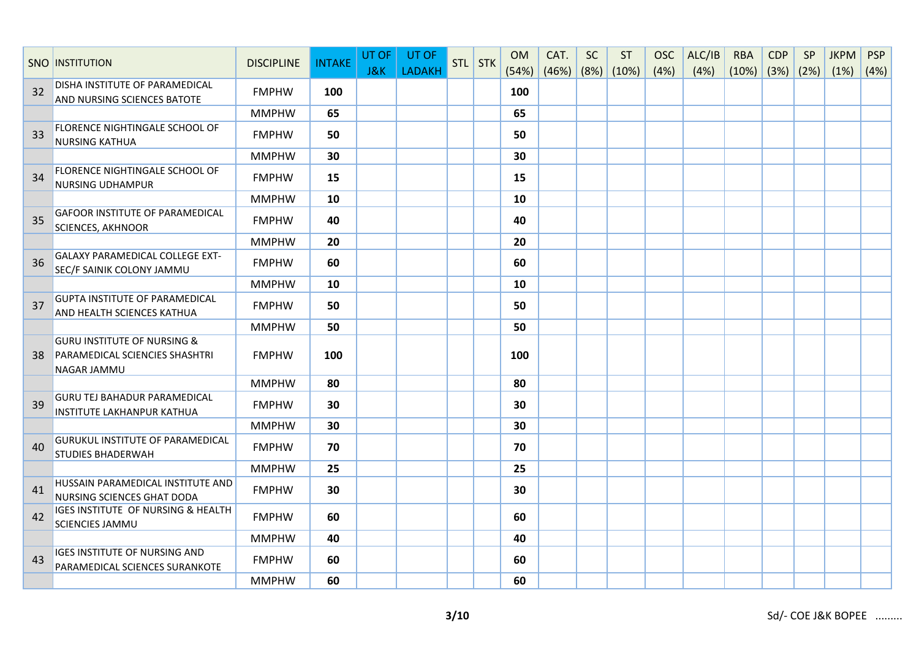| SNO | INSTITUTION | DISCIPLINE | INTAKE | UT OF J&K | UT OF LADAKH | STL | STK | OM (54%) | CAT. (46%) | SC (8%) | ST (10%) | OSC (4%) | ALC/IB (4%) | RBA (10%) | CDP (3%) | SP (2%) | JKPM (1%) | PSP (4%) |
|---|---|---|---|---|---|---|---|---|---|---|---|---|---|---|---|---|---|---|
| 32 | DISHA INSTITUTE OF PARAMEDICAL AND NURSING SCIENCES BATOTE | FMPHW | **100** | | | | | **100** | | | | | | | | | | |
| | | MMPHW | **65** | | | | | **65** | | | | | | | | | | |
| 33 | FLORENCE NIGHTINGALE SCHOOL OF NURSING KATHUA | FMPHW | **50** | | | | | **50** | | | | | | | | | | |
| | | MMPHW | **30** | | | | | **30** | | | | | | | | | | |
| 34 | FLORENCE NIGHTINGALE SCHOOL OF NURSING UDHAMPUR | FMPHW | **15** | | | | | **15** | | | | | | | | | | |
| | | MMPHW | **10** | | | | | **10** | | | | | | | | | | |
| 35 | GAFOOR INSTITUTE OF PARAMEDICAL SCIENCES, AKHNOOR | FMPHW | **40** | | | | | **40** | | | | | | | | | | |
| | | MMPHW | **20** | | | | | **20** | | | | | | | | | | |
| 36 | GALAXY PARAMEDICAL COLLEGE EXT-SEC/F SAINIK COLONY JAMMU | FMPHW | **60** | | | | | **60** | | | | | | | | | | |
| | | MMPHW | **10** | | | | | **10** | | | | | | | | | | |
| 37 | GUPTA INSTITUTE OF PARAMEDICAL AND HEALTH SCIENCES KATHUA | FMPHW | **50** | | | | | **50** | | | | | | | | | | |
| | | MMPHW | **50** | | | | | **50** | | | | | | | | | | |
| 38 | GURU INSTITUTE OF NURSING & PARAMEDICAL SCIENCIES SHASHTRI NAGAR JAMMU | FMPHW | **100** | | | | | **100** | | | | | | | | | | |
| | | MMPHW | **80** | | | | | **80** | | | | | | | | | | |
| 39 | GURU TEJ BAHADUR PARAMEDICAL INSTITUTE LAKHANPUR KATHUA | FMPHW | **30** | | | | | **30** | | | | | | | | | | |
| | | MMPHW | **30** | | | | | **30** | | | | | | | | | | |
| 40 | GURUKUL INSTITUTE OF PARAMEDICAL STUDIES BHADERWAH | FMPHW | **70** | | | | | **70** | | | | | | | | | | |
| | | MMPHW | **25** | | | | | **25** | | | | | | | | | | |
| 41 | HUSSAIN PARAMEDICAL INSTITUTE AND NURSING SCIENCES GHAT DODA | FMPHW | **30** | | | | | **30** | | | | | | | | | | |
| 42 | IGES INSTITUTE OF NURSING & HEALTH SCIENCIES JAMMU | FMPHW | **60** | | | | | **60** | | | | | | | | | | |
| | | MMPHW | **40** | | | | | **40** | | | | | | | | | | |
| 43 | IGES INSTITUTE OF NURSING AND PARAMEDICAL SCIENCES SURANKOTE | FMPHW | **60** | | | | | **60** | | | | | | | | | | |
| | | MMPHW | **60** | | | | | **60** | | | | | | | | | | |

Sd/- COE J&K BOPEE .........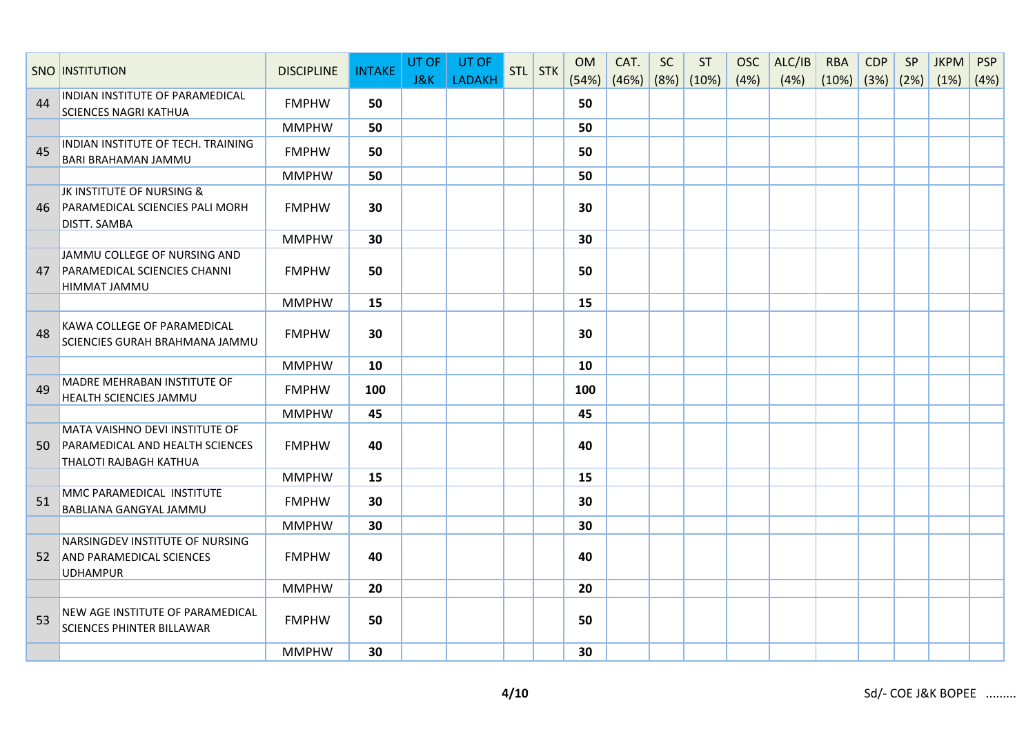| SNO | INSTITUTION | DISCIPLINE | INTAKE | UT OF J&K | UT OF LADAKH | STL | STK | OM (54%) | CAT. (46%) | SC (8%) | ST (10%) | OSC (4%) | ALC/IB (4%) | RBA (10%) | CDP (3%) | SP (2%) | JKPM (1%) | PSP (4%) |
|---|---|---|---|---|---|---|---|---|---|---|---|---|---|---|---|---|---|---|
| 44 | INDIAN INSTITUTE OF PARAMEDICAL SCIENCES NAGRI KATHUA | FMPHW | 50 | | | | | 50 | | | | | | | | | | |
| | | MMPHW | 50 | | | | | 50 | | | | | | | | | | |
| 45 | INDIAN INSTITUTE OF TECH. TRAINING BARI BRAHAMAN JAMMU | FMPHW | 50 | | | | | 50 | | | | | | | | | | |
| | | MMPHW | 50 | | | | | 50 | | | | | | | | | | |
| 46 | JK INSTITUTE OF NURSING & PARAMEDICAL SCIENCIES PALI MORH DISTT. SAMBA | FMPHW | 30 | | | | | 30 | | | | | | | | | | |
| | | MMPHW | 30 | | | | | 30 | | | | | | | | | | |
| 47 | JAMMU COLLEGE OF NURSING AND PARAMEDICAL SCIENCIES CHANNI HIMMAT JAMMU | FMPHW | 50 | | | | | 50 | | | | | | | | | | |
| | | MMPHW | 15 | | | | | 15 | | | | | | | | | | |
| 48 | KAWA COLLEGE OF PARAMEDICAL SCIENCIES GURAH BRAHMANA JAMMU | FMPHW | 30 | | | | | 30 | | | | | | | | | | |
| | | MMPHW | 10 | | | | | 10 | | | | | | | | | | |
| 49 | MADRE MEHRABAN INSTITUTE OF HEALTH SCIENCIES JAMMU | FMPHW | 100 | | | | | 100 | | | | | | | | | | |
| | | MMPHW | 45 | | | | | 45 | | | | | | | | | | |
| 50 | MATA VAISHNO DEVI INSTITUTE OF PARAMEDICAL AND HEALTH SCIENCES THALOTI RAJBAGH KATHUA | FMPHW | 40 | | | | | 40 | | | | | | | | | | |
| | | MMPHW | 15 | | | | | 15 | | | | | | | | | | |
| 51 | MMC PARAMEDICAL INSTITUTE BABLIANA GANGYAL JAMMU | FMPHW | 30 | | | | | 30 | | | | | | | | | | |
| | | MMPHW | 30 | | | | | 30 | | | | | | | | | | |
| 52 | NARSINGDEV INSTITUTE OF NURSING AND PARAMEDICAL SCIENCES UDHAMPUR | FMPHW | 40 | | | | | 40 | | | | | | | | | | |
| | | MMPHW | 20 | | | | | 20 | | | | | | | | | | |
| 53 | NEW AGE INSTITUTE OF PARAMEDICAL SCIENCES PHINTER BILLAWAR | FMPHW | 50 | | | | | 50 | | | | | | | | | | |
| | | MMPHW | 30 | | | | | 30 | | | | | | | | | | |

Sd/- COE J&K BOPEE .........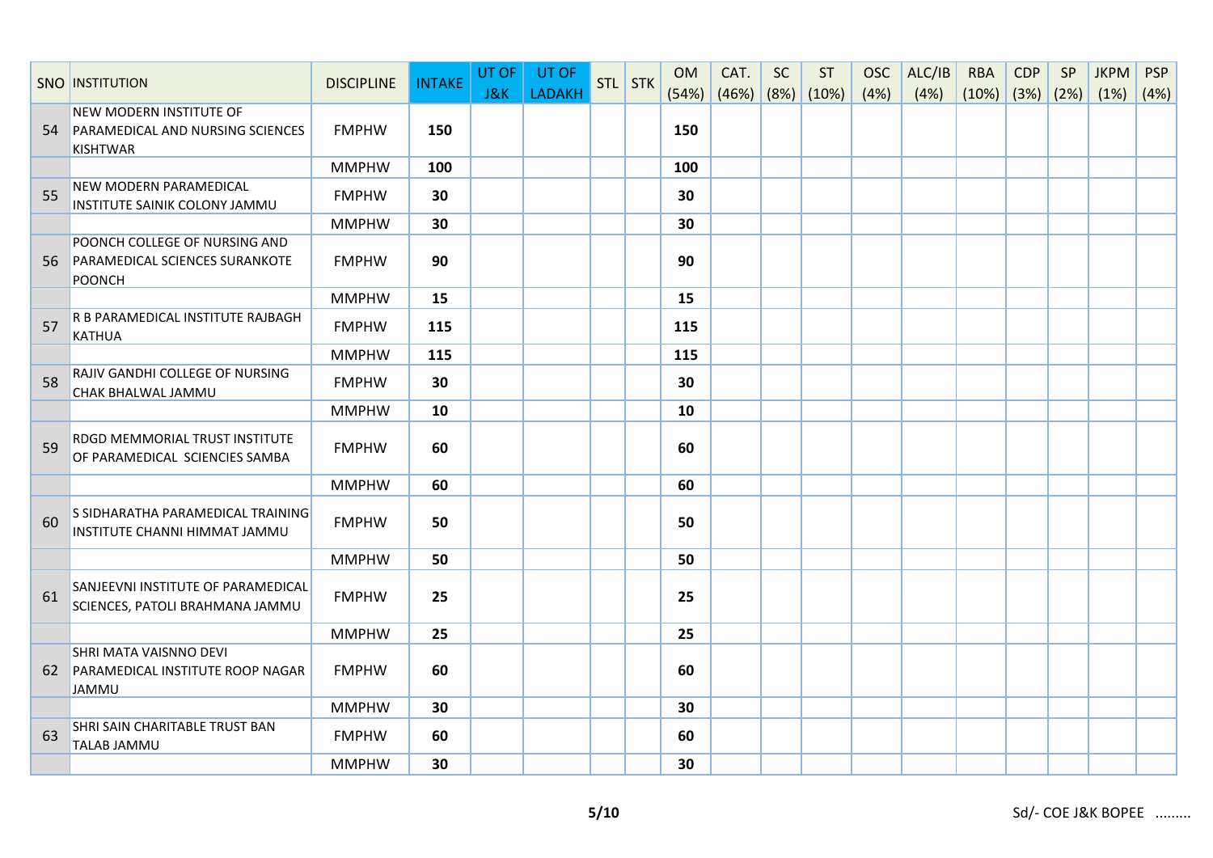| SNO | INSTITUTION | DISCIPLINE | INTAKE | UT OF J&K | UT OF LADAKH | STL | STK | OM (54%) | CAT. (46%) | SC (8%) | ST (10%) | OSC (4%) | ALC/IB (4%) | RBA (10%) | CDP (3%) | SP (2%) | JKPM (1%) | PSP (4%) |
|---|---|---|---|---|---|---|---|---|---|---|---|---|---|---|---|---|---|---|
| 54 | NEW MODERN INSTITUTE OF PARAMEDICAL AND NURSING SCIENCES KISHTWAR | FMPHW | 150 | | | | | 150 | | | | | | | | | | |
| | | MMPHW | 100 | | | | | 100 | | | | | | | | | | |
| 55 | NEW MODERN PARAMEDICAL INSTITUTE SAINIK COLONY JAMMU | FMPHW | 30 | | | | | 30 | | | | | | | | | | |
| | | MMPHW | 30 | | | | | 30 | | | | | | | | | | |
| 56 | POONCH COLLEGE OF NURSING AND PARAMEDICAL SCIENCES SURANKOTE POONCH | FMPHW | 90 | | | | | 90 | | | | | | | | | | |
| | | MMPHW | 15 | | | | | 15 | | | | | | | | | | |
| 57 | R B PARAMEDICAL INSTITUTE RAJBAGH KATHUA | FMPHW | 115 | | | | | 115 | | | | | | | | | | |
| | | MMPHW | 115 | | | | | 115 | | | | | | | | | | |
| 58 | RAJIV GANDHI COLLEGE OF NURSING CHAK BHALWAL JAMMU | FMPHW | 30 | | | | | 30 | | | | | | | | | | |
| | | MMPHW | 10 | | | | | 10 | | | | | | | | | | |
| 59 | RDGD MEMMORIAL TRUST INSTITUTE OF PARAMEDICAL SCIENCIES SAMBA | FMPHW | 60 | | | | | 60 | | | | | | | | | | |
| | | MMPHW | 60 | | | | | 60 | | | | | | | | | | |
| 60 | S SIDHARATHA PARAMEDICAL TRAINING INSTITUTE CHANNI HIMMAT JAMMU | FMPHW | 50 | | | | | 50 | | | | | | | | | | |
| | | MMPHW | 50 | | | | | 50 | | | | | | | | | | |
| 61 | SANJEEVNI INSTITUTE OF PARAMEDICAL SCIENCES, PATOLI BRAHMANA JAMMU | FMPHW | 25 | | | | | 25 | | | | | | | | | | |
| | | MMPHW | 25 | | | | | 25 | | | | | | | | | | |
| 62 | SHRI MATA VAISNNO DEVI PARAMEDICAL INSTITUTE ROOP NAGAR JAMMU | FMPHW | 60 | | | | | 60 | | | | | | | | | | |
| | | MMPHW | 30 | | | | | 30 | | | | | | | | | | |
| 63 | SHRI SAIN CHARITABLE TRUST BAN TALAB JAMMU | FMPHW | 60 | | | | | 60 | | | | | | | | | | |
| | | MMPHW | 30 | | | | | 30 | | | | | | | | | | |

Sd/- COE J&K BOPEE .........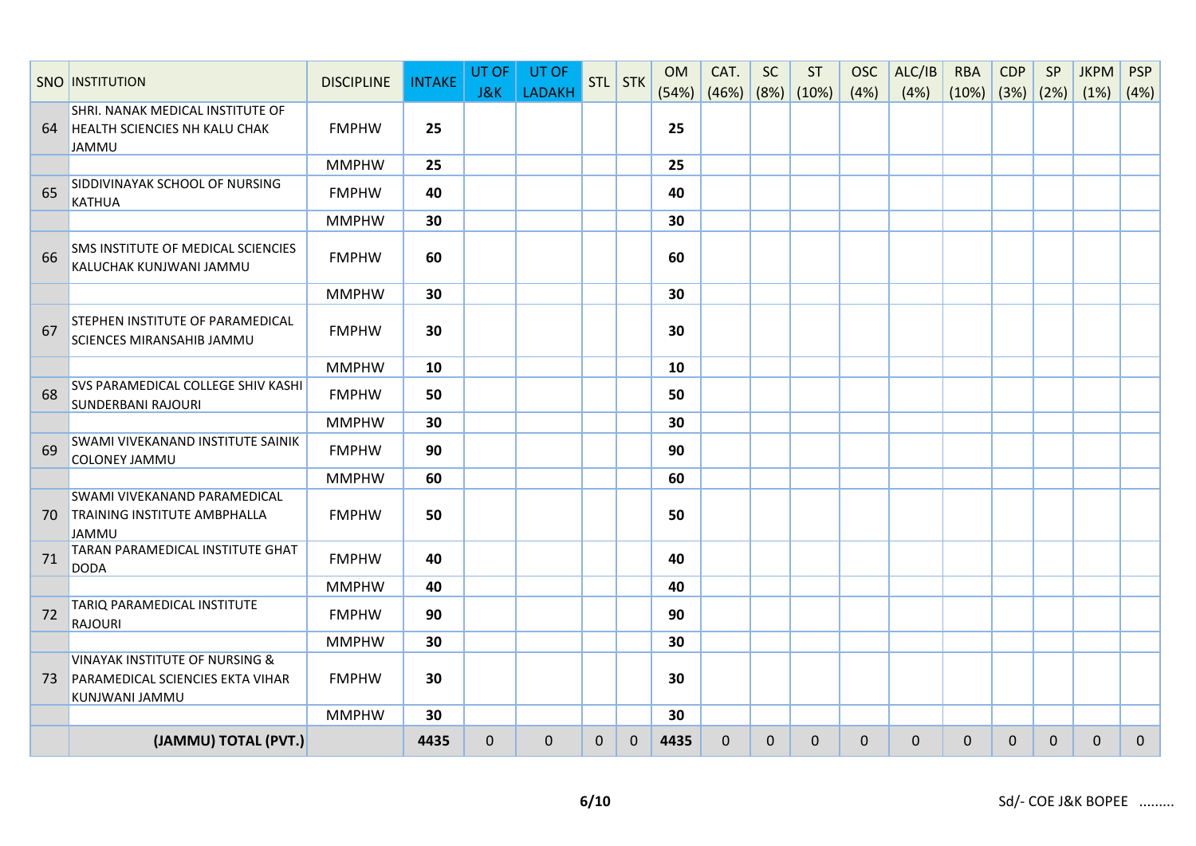| SNO | INSTITUTION | DISCIPLINE | INTAKE | UT OF J&K | UT OF LADAKH | STL | STK | OM (54%) | CAT. (46%) | SC (8%) | ST (10%) | OSC (4%) | ALC/IB (4%) | RBA (10%) | CDP (3%) | SP (2%) | JKPM (1%) | PSP (4%) |
|---|---|---|---|---|---|---|---|---|---|---|---|---|---|---|---|---|---|---|
| 64 | SHRI. NANAK MEDICAL INSTITUTE OF HEALTH SCIENCIES NH KALU CHAK JAMMU | FMPHW | 25 | | | | | 25 | | | | | | | | | | |
| | | MMPHW | 25 | | | | | 25 | | | | | | | | | | |
| 65 | SIDDIVINAYAK SCHOOL OF NURSING KATHUA | FMPHW | 40 | | | | | 40 | | | | | | | | | | |
| | | MMPHW | 30 | | | | | 30 | | | | | | | | | | |
| 66 | SMS INSTITUTE OF MEDICAL SCIENCIES KALUCHAK KUNJWANI JAMMU | FMPHW | 60 | | | | | 60 | | | | | | | | | | |
| | | MMPHW | 30 | | | | | 30 | | | | | | | | | | |
| 67 | STEPHEN INSTITUTE OF PARAMEDICAL SCIENCES MIRANSAHIB JAMMU | FMPHW | 30 | | | | | 30 | | | | | | | | | | |
| | | MMPHW | 10 | | | | | 10 | | | | | | | | | | |
| 68 | SVS PARAMEDICAL COLLEGE SHIV KASHI SUNDERBANI RAJOURI | FMPHW | 50 | | | | | 50 | | | | | | | | | | |
| | | MMPHW | 30 | | | | | 30 | | | | | | | | | | |
| 69 | SWAMI VIVEKANAND INSTITUTE SAINIK COLONEY JAMMU | FMPHW | 90 | | | | | 90 | | | | | | | | | | |
| | | MMPHW | 60 | | | | | 60 | | | | | | | | | | |
| 70 | SWAMI VIVEKANAND PARAMEDICAL TRAINING INSTITUTE AMBPHALLA JAMMU | FMPHW | 50 | | | | | 50 | | | | | | | | | | |
| 71 | TARAN PARAMEDICAL INSTITUTE GHAT DODA | FMPHW | 40 | | | | | 40 | | | | | | | | | | |
| | | MMPHW | 40 | | | | | 40 | | | | | | | | | | |
| 72 | TARIQ PARAMEDICAL INSTITUTE RAJOURI | FMPHW | 90 | | | | | 90 | | | | | | | | | | |
| | | MMPHW | 30 | | | | | 30 | | | | | | | | | | |
| 73 | VINAYAK INSTITUTE OF NURSING & PARAMEDICAL SCIENCIES EKTA VIHAR KUNJWANI JAMMU | FMPHW | 30 | | | | | 30 | | | | | | | | | | |
| | | MMPHW | 30 | | | | | 30 | | | | | | | | | | |
| | **(JAMMU) TOTAL (PVT.)** | | **4435** | 0 | 0 | 0 | 0 | **4435** | 0 | 0 | 0 | 0 | 0 | 0 | 0 | 0 | 0 | 0 |

Sd/- COE J&K BOPEE .........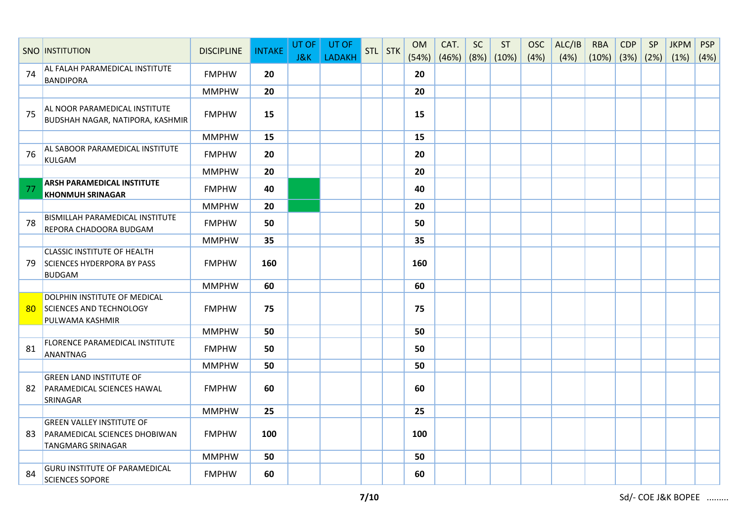| SNO | INSTITUTION | DISCIPLINE | INTAKE | UT OF J&K | UT OF LADAKH | STL | STK | OM (54%) | CAT. (46%) | SC (8%) | ST (10%) | OSC (4%) | ALC/IB (4%) | RBA (10%) | CDP (3%) | SP (2%) | JKPM (1%) | PSP (4%) |
|---|---|---|---|---|---|---|---|---|---|---|---|---|---|---|---|---|---|---|
| 74 | AL FALAH PARAMEDICAL INSTITUTE BANDIPORA | FMPHW | **20** | | | | | **20** | | | | | | | | | | |
| | | MMPHW | **20** | | | | | **20** | | | | | | | | | | |
| 75 | AL NOOR PARAMEDICAL INSTITUTE BUDSHAH NAGAR, NATIPORA, KASHMIR | FMPHW | **15** | | | | | **15** | | | | | | | | | | |
| | | MMPHW | **15** | | | | | **15** | | | | | | | | | | |
| 76 | AL SABOOR PARAMEDICAL INSTITUTE KULGAM | FMPHW | **20** | | | | | **20** | | | | | | | | | | |
| | | MMPHW | **20** | | | | | **20** | | | | | | | | | | |
| 77 | **ARSH PARAMEDICAL INSTITUTE KHONMUH SRINAGAR** | FMPHW | **40** | | | | | **40** | | | | | | | | | | |
| | | MMPHW | **20** | | | | | **20** | | | | | | | | | | |
| 78 | BISMILLAH PARAMEDICAL INSTITUTE REPORA CHADOORA BUDGAM | FMPHW | **50** | | | | | **50** | | | | | | | | | | |
| | | MMPHW | **35** | | | | | **35** | | | | | | | | | | |
| 79 | CLASSIC INSTITUTE OF HEALTH SCIENCES HYDERPORA BY PASS BUDGAM | FMPHW | **160** | | | | | **160** | | | | | | | | | | |
| | | MMPHW | **60** | | | | | **60** | | | | | | | | | | |
| 80 | DOLPHIN INSTITUTE OF MEDICAL SCIENCES AND TECHNOLOGY PULWAMA KASHMIR | FMPHW | **75** | | | | | **75** | | | | | | | | | | |
| | | MMPHW | **50** | | | | | **50** | | | | | | | | | | |
| 81 | FLORENCE PARAMEDICAL INSTITUTE ANANTNAG | FMPHW | **50** | | | | | **50** | | | | | | | | | | |
| | | MMPHW | **50** | | | | | **50** | | | | | | | | | | |
| 82 | GREEN LAND INSTITUTE OF PARAMEDICAL SCIENCES HAWAL SRINAGAR | FMPHW | **60** | | | | | **60** | | | | | | | | | | |
| | | MMPHW | **25** | | | | | **25** | | | | | | | | | | |
| 83 | GREEN VALLEY INSTITUTE OF PARAMEDICAL SCIENCES DHOBIWAN TANGMARG SRINAGAR | FMPHW | **100** | | | | | **100** | | | | | | | | | | |
| | | MMPHW | **50** | | | | | **50** | | | | | | | | | | |
| 84 | GURU INSTITUTE OF PARAMEDICAL SCIENCES SOPORE | FMPHW | **60** | | | | | **60** | | | | | | | | | | |

Sd/- COE J&K BOPEE .........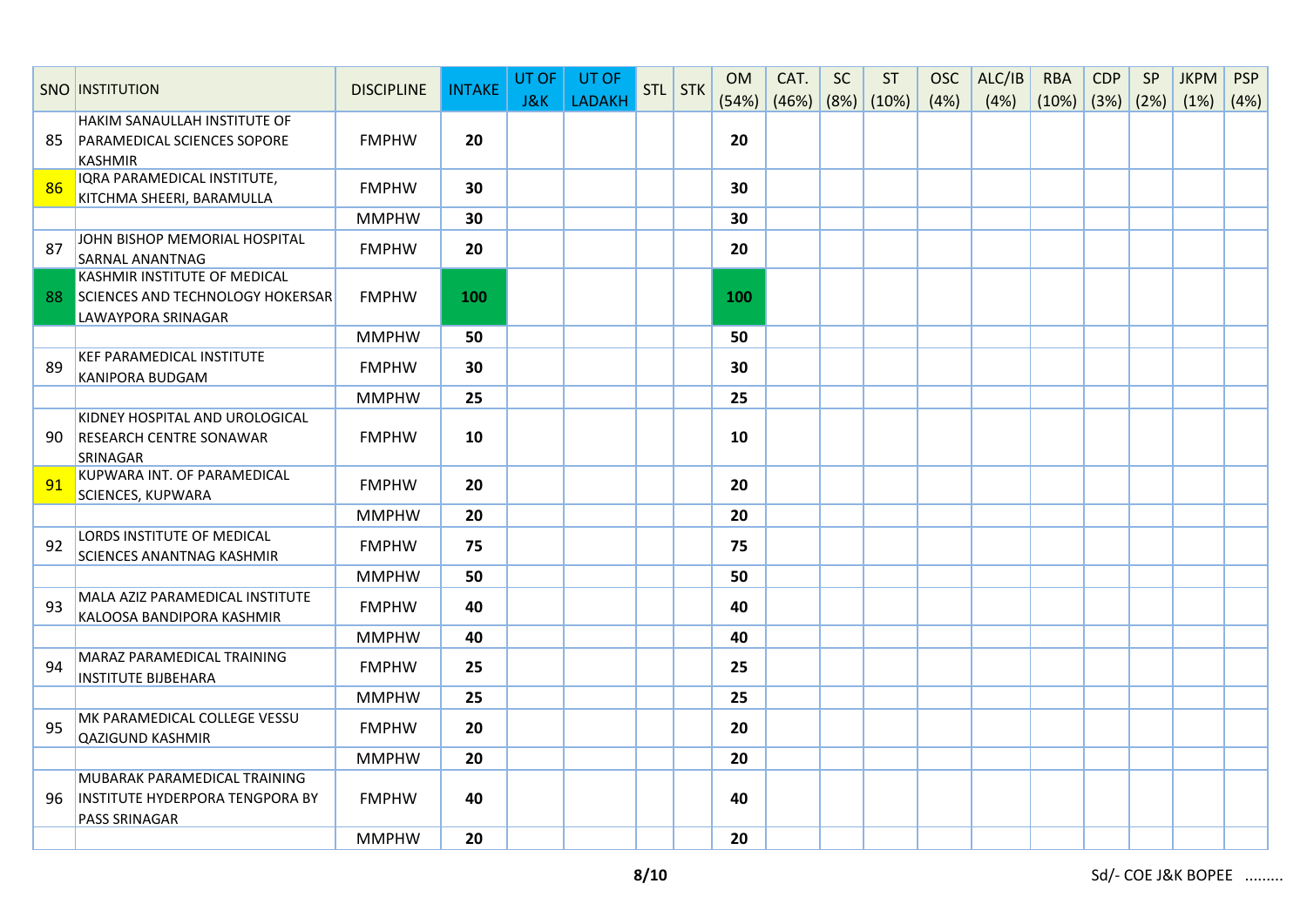| SNO | INSTITUTION | DISCIPLINE | INTAKE | UT OF J&K | UT OF LADAKH | STL | STK | OM (54%) | CAT. (46%) | SC (8%) | ST (10%) | OSC (4%) | ALC/IB (4%) | RBA (10%) | CDP (3%) | SP (2%) | JKPM (1%) | PSP (4%) |
|---|---|---|---|---|---|---|---|---|---|---|---|---|---|---|---|---|---|---|
| 85 | HAKIM SANAULLAH INSTITUTE OF PARAMEDICAL SCIENCES SOPORE KASHMIR | FMPHW | 20 | | | | | 20 | | | | | | | | | | |
| 86 | IQRA PARAMEDICAL INSTITUTE, KITCHMA SHEERI, BARAMULLA | FMPHW | 30 | | | | | 30 | | | | | | | | | | |
| | | MMPHW | 30 | | | | | 30 | | | | | | | | | | |
| 87 | JOHN BISHOP MEMORIAL HOSPITAL SARNAL ANANTNAG | FMPHW | 20 | | | | | 20 | | | | | | | | | | |
| 88 | KASHMIR INSTITUTE OF MEDICAL SCIENCES AND TECHNOLOGY HOKERSAR LAWAYPORA SRINAGAR | FMPHW | 100 | | | | | 100 | | | | | | | | | | |
| | | MMPHW | 50 | | | | | 50 | | | | | | | | | | |
| 89 | KEF PARAMEDICAL INSTITUTE KANIPORA BUDGAM | FMPHW | 30 | | | | | 30 | | | | | | | | | | |
| | | MMPHW | 25 | | | | | 25 | | | | | | | | | | |
| 90 | KIDNEY HOSPITAL AND UROLOGICAL RESEARCH CENTRE SONAWAR SRINAGAR | FMPHW | 10 | | | | | 10 | | | | | | | | | | |
| 91 | KUPWARA INT. OF PARAMEDICAL SCIENCES, KUPWARA | FMPHW | 20 | | | | | 20 | | | | | | | | | | |
| | | MMPHW | 20 | | | | | 20 | | | | | | | | | | |
| 92 | LORDS INSTITUTE OF MEDICAL SCIENCES ANANTNAG KASHMIR | FMPHW | 75 | | | | | 75 | | | | | | | | | | |
| | | MMPHW | 50 | | | | | 50 | | | | | | | | | | |
| 93 | MALA AZIZ PARAMEDICAL INSTITUTE KALOOSA BANDIPORA KASHMIR | FMPHW | 40 | | | | | 40 | | | | | | | | | | |
| | | MMPHW | 40 | | | | | 40 | | | | | | | | | | |
| 94 | MARAZ PARAMEDICAL TRAINING INSTITUTE BIJBEHARA | FMPHW | 25 | | | | | 25 | | | | | | | | | | |
| | | MMPHW | 25 | | | | | 25 | | | | | | | | | | |
| 95 | MK PARAMEDICAL COLLEGE VESSU QAZIGUND KASHMIR | FMPHW | 20 | | | | | 20 | | | | | | | | | | |
| | | MMPHW | 20 | | | | | 20 | | | | | | | | | | |
| 96 | MUBARAK PARAMEDICAL TRAINING INSTITUTE HYDERPORA TENGPORA BY PASS SRINAGAR | FMPHW | 40 | | | | | 40 | | | | | | | | | | |
| | | MMPHW | 20 | | | | | 20 | | | | | | | | | | |

Sd/- COE J&K BOPEE .........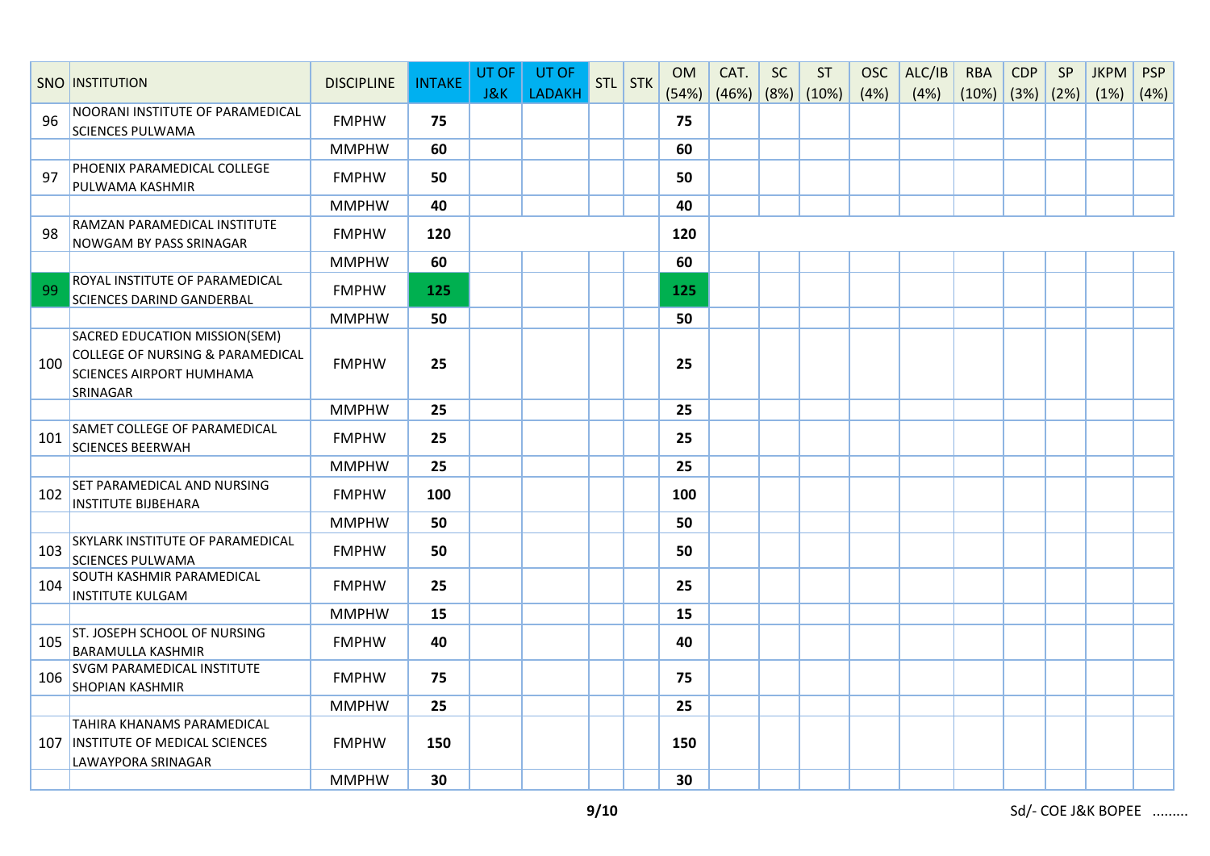| SNO | INSTITUTION | DISCIPLINE | INTAKE | UT OF J&K | UT OF LADAKH | STL | STK | OM (54%) | CAT. (46%) | SC (8%) | ST (10%) | OSC (4%) | ALC/IB (4%) | RBA (10%) | CDP (3%) | SP (2%) | JKPM (1%) | PSP (4%) |
|---|---|---|---|---|---|---|---|---|---|---|---|---|---|---|---|---|---|---|
| 96 | NOORANI INSTITUTE OF PARAMEDICAL SCIENCES PULWAMA | FMPHW | **75** | | | | | **75** | | | | | | | | | | |
| | | MMPHW | **60** | | | | | **60** | | | | | | | | | | |
| 97 | PHOENIX PARAMEDICAL COLLEGE PULWAMA KASHMIR | FMPHW | **50** | | | | | **50** | | | | | | | | | | |
| | | MMPHW | **40** | | | | | **40** | | | | | | | | | | |
| 98 | RAMZAN PARAMEDICAL INSTITUTE NOWGAM BY PASS SRINAGAR | FMPHW | **120** | | | | | **120** | | | | | | | | | | |
| | | MMPHW | **60** | | | | | **60** | | | | | | | | | | |
| 99 | ROYAL INSTITUTE OF PARAMEDICAL SCIENCES DARIND GANDERBAL | FMPHW | **125** | | | | | **125** | | | | | | | | | | |
| | | MMPHW | **50** | | | | | **50** | | | | | | | | | | |
| 100 | SACRED EDUCATION MISSION(SEM) COLLEGE OF NURSING & PARAMEDICAL SCIENCES AIRPORT HUMHAMA SRINAGAR | FMPHW | **25** | | | | | **25** | | | | | | | | | | |
| | | MMPHW | **25** | | | | | **25** | | | | | | | | | | |
| 101 | SAMET COLLEGE OF PARAMEDICAL SCIENCES BEERWAH | FMPHW | **25** | | | | | **25** | | | | | | | | | | |
| | | MMPHW | **25** | | | | | **25** | | | | | | | | | | |
| 102 | SET PARAMEDICAL AND NURSING INSTITUTE BIJBEHARA | FMPHW | **100** | | | | | **100** | | | | | | | | | | |
| | | MMPHW | **50** | | | | | **50** | | | | | | | | | | |
| 103 | SKYLARK INSTITUTE OF PARAMEDICAL SCIENCES PULWAMA | FMPHW | **50** | | | | | **50** | | | | | | | | | | |
| 104 | SOUTH KASHMIR PARAMEDICAL INSTITUTE KULGAM | FMPHW | **25** | | | | | **25** | | | | | | | | | | |
| | | MMPHW | **15** | | | | | **15** | | | | | | | | | | |
| 105 | ST. JOSEPH SCHOOL OF NURSING BARAMULLA KASHMIR | FMPHW | **40** | | | | | **40** | | | | | | | | | | |
| 106 | SVGM PARAMEDICAL INSTITUTE SHOPIAN KASHMIR | FMPHW | **75** | | | | | **75** | | | | | | | | | | |
| | | MMPHW | **25** | | | | | **25** | | | | | | | | | | |
| 107 | TAHIRA KHANAMS PARAMEDICAL INSTITUTE OF MEDICAL SCIENCES LAWAYPORA SRINAGAR | FMPHW | **150** | | | | | **150** | | | | | | | | | | |
| | | MMPHW | **30** | | | | | **30** | | | | | | | | | | |

Sd/- COE J&K BOPEE .........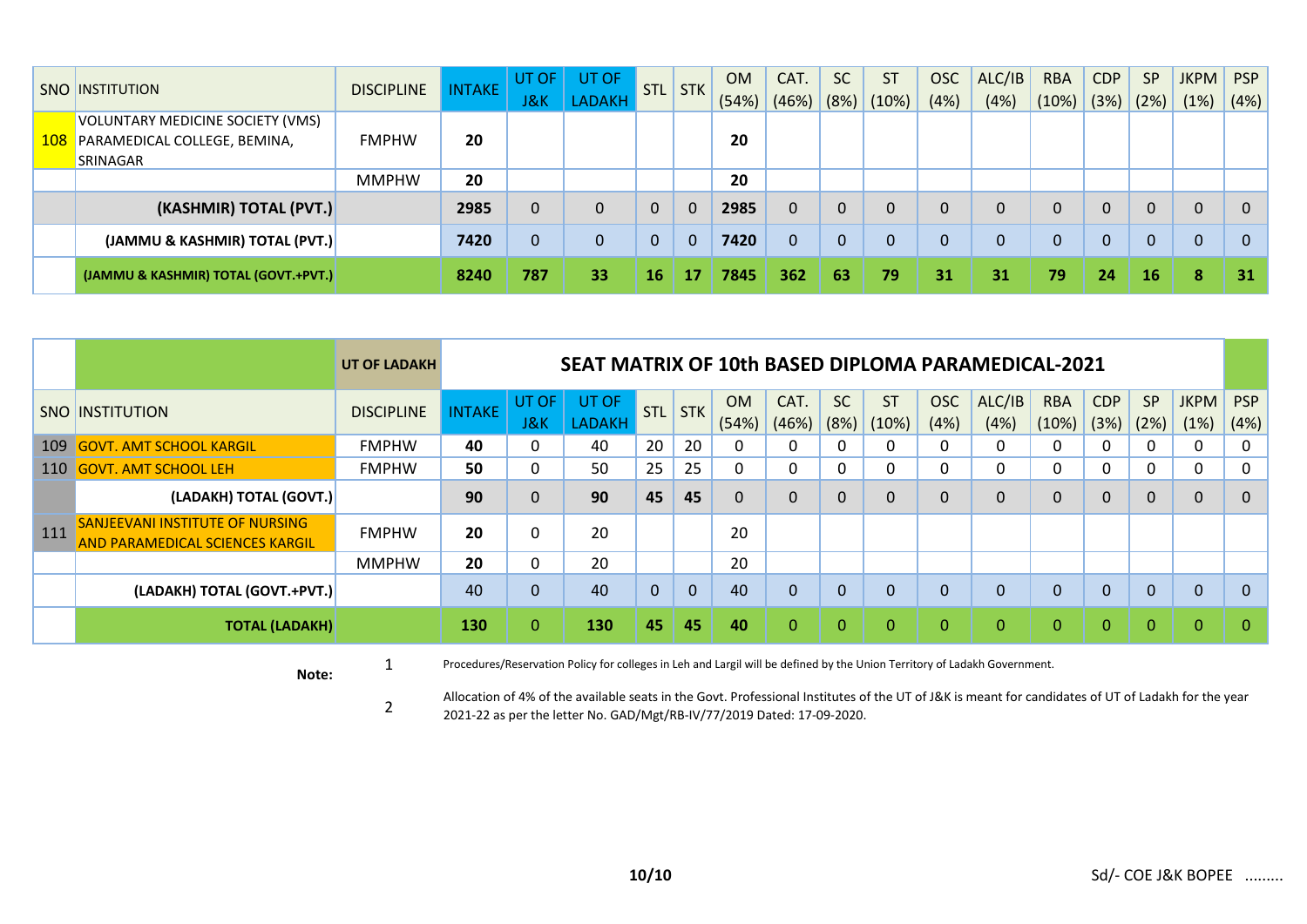| SNO | INSTITUTION | DISCIPLINE | INTAKE | UT OF J&K | UT OF LADAKH | STL | STK | OM (54%) | CAT. (46%) | SC (8%) | ST (10%) | OSC (4%) | ALC/IB (4%) | RBA (10%) | CDP (3%) | SP (2%) | JKPM (1%) | PSP (4%) |
|---|---|---|---|---|---|---|---|---|---|---|---|---|---|---|---|---|---|---|
| 108 | VOLUNTARY MEDICINE SOCIETY (VMS) PARAMEDICAL COLLEGE, BEMINA, SRINAGAR | FMPHW | 20 | | | | | 20 | | | | | | | | | | |
| | | MMPHW | 20 | | | | | 20 | | | | | | | | | | |
| | **(KASHMIR) TOTAL (PVT.)** | | **2985** | 0 | 0 | 0 | 0 | **2985** | 0 | 0 | 0 | 0 | 0 | 0 | 0 | 0 | 0 | 0 |
| | **(JAMMU & KASHMIR) TOTAL (PVT.)** | | **7420** | 0 | 0 | 0 | 0 | **7420** | 0 | 0 | 0 | 0 | 0 | 0 | 0 | 0 | 0 | 0 |
| | **(JAMMU & KASHMIR) TOTAL (GOVT.+PVT.)** | | **8240** | **787** | **33** | **16** | **17** | **7845** | **362** | **63** | **79** | **31** | **31** | **79** | **24** | **16** | **8** | **31** |

| | | **UT OF LADAKH** | **SEAT MATRIX OF 10th BASED DIPLOMA PARAMEDICAL-2021** | | | | | | | | | | | | | | | |
|---|---|---|---|---|---|---|---|---|---|---|---|---|---|---|---|---|---|---|
| SNO | INSTITUTION | DISCIPLINE | INTAKE | UT OF J&K | UT OF LADAKH | STL | STK | OM (54%) | CAT. (46%) | SC (8%) | ST (10%) | OSC (4%) | ALC/IB (4%) | RBA (10%) | CDP (3%) | SP (2%) | JKPM (1%) | PSP (4%) |
| 109 | GOVT. AMT SCHOOL KARGIL | FMPHW | 40 | 0 | 40 | 20 | 20 | 0 | 0 | 0 | 0 | 0 | 0 | 0 | 0 | 0 | 0 | 0 |
| 110 | GOVT. AMT SCHOOL LEH | FMPHW | 50 | 0 | 50 | 25 | 25 | 0 | 0 | 0 | 0 | 0 | 0 | 0 | 0 | 0 | 0 | 0 |
| | **(LADAKH) TOTAL (GOVT.)** | | **90** | 0 | **90** | **45** | **45** | 0 | 0 | 0 | 0 | 0 | 0 | 0 | 0 | 0 | 0 | 0 |
| 111 | SANJEEVANI INSTITUTE OF NURSING AND PARAMEDICAL SCIENCES KARGIL | FMPHW | 20 | 0 | 20 | | | 20 | | | | | | | | | | |
| | | MMPHW | 20 | 0 | 20 | | | 20 | | | | | | | | | | |
| | **(LADAKH) TOTAL (GOVT.+PVT.)** | | 40 | 0 | 40 | 0 | 0 | 40 | 0 | 0 | 0 | 0 | 0 | 0 | 0 | 0 | 0 | 0 |
| | **TOTAL (LADAKH)** | | **130** | 0 | **130** | **45** | **45** | **40** | 0 | 0 | 0 | 0 | 0 | 0 | 0 | 0 | 0 | 0 |

**Note:**

1. Procedures/Reservation Policy for colleges in Leh and Largil will be defined by the Union Territory of Ladakh Government.
2. Allocation of 4% of the available seats in the Govt. Professional Institutes of the UT of J&K is meant for candidates of UT of Ladakh for the year 2021-22 as per the letter No. GAD/Mgt/RB-IV/77/2019 Dated: 17-09-2020.

Sd/- COE J&K BOPEE .........